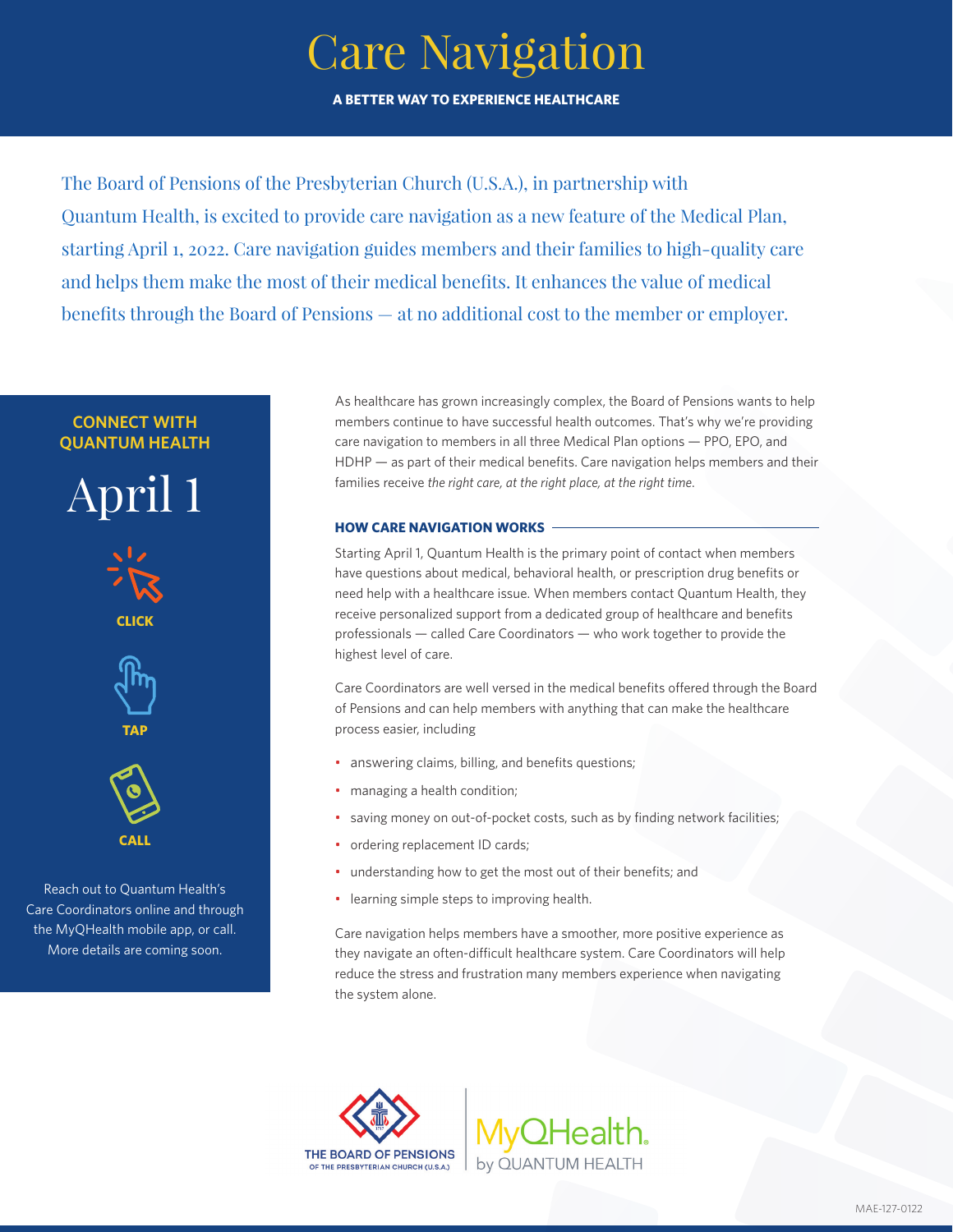# Care Navigation

**A BETTER WAY TO EXPERIENCE HEALTHCARE**

The Board of Pensions of the Presbyterian Church (U.S.A.), in partnership with Quantum Health, is excited to provide care navigation as a new feature of the Medical Plan, starting April 1, 2022. Care navigation guides members and their families to high-quality care and helps them make the most of their medical benefits. It enhances the value of medical benefits through the Board of Pensions — at no additional cost to the member or employer.

**CONNECT WITH QUANTUM HEALTH**

April 1

**CLICK**

**TAP**

**CALL**

Reach out to Quantum Health's Care Coordinators online and through the MyQHealth mobile app, or call. More details are coming soon.

As healthcare has grown increasingly complex, the Board of Pensions wants to help members continue to have successful health outcomes. That's why we're providing care navigation to members in all three Medical Plan options — PPO, EPO, and HDHP — as part of their medical benefits. Care navigation helps members and their families receive *the right care, at the right place, at the right time.*

## HOW CARE NAVIGATION WORKS

Starting April 1, Quantum Health is the primary point of contact when members have questions about medical, behavioral health, or prescription drug benefits or need help with a healthcare issue. When members contact Quantum Health, they receive personalized support from a dedicated group of healthcare and benefits professionals — called Care Coordinators — who work together to provide the highest level of care.

Care Coordinators are well versed in the medical benefits offered through the Board of Pensions and can help members with anything that can make the healthcare process easier, including

- answering claims, billing, and benefits questions;
- managing a health condition;
- saving money on out-of-pocket costs, such as by finding network facilities;
- ordering replacement ID cards;
- understanding how to get the most out of their benefits; and
- learning simple steps to improving health.

Care navigation helps members have a smoother, more positive experience as they navigate an often-difficult healthcare system. Care Coordinators will help reduce the stress and frustration many members experience when navigating the system alone.

THE BOARD OF PENSIONS OF THE PRESBYTERIAN CHURCH (U.S.A.)

MyQHealth by QUANTUM HEALTH

MAE-127-0122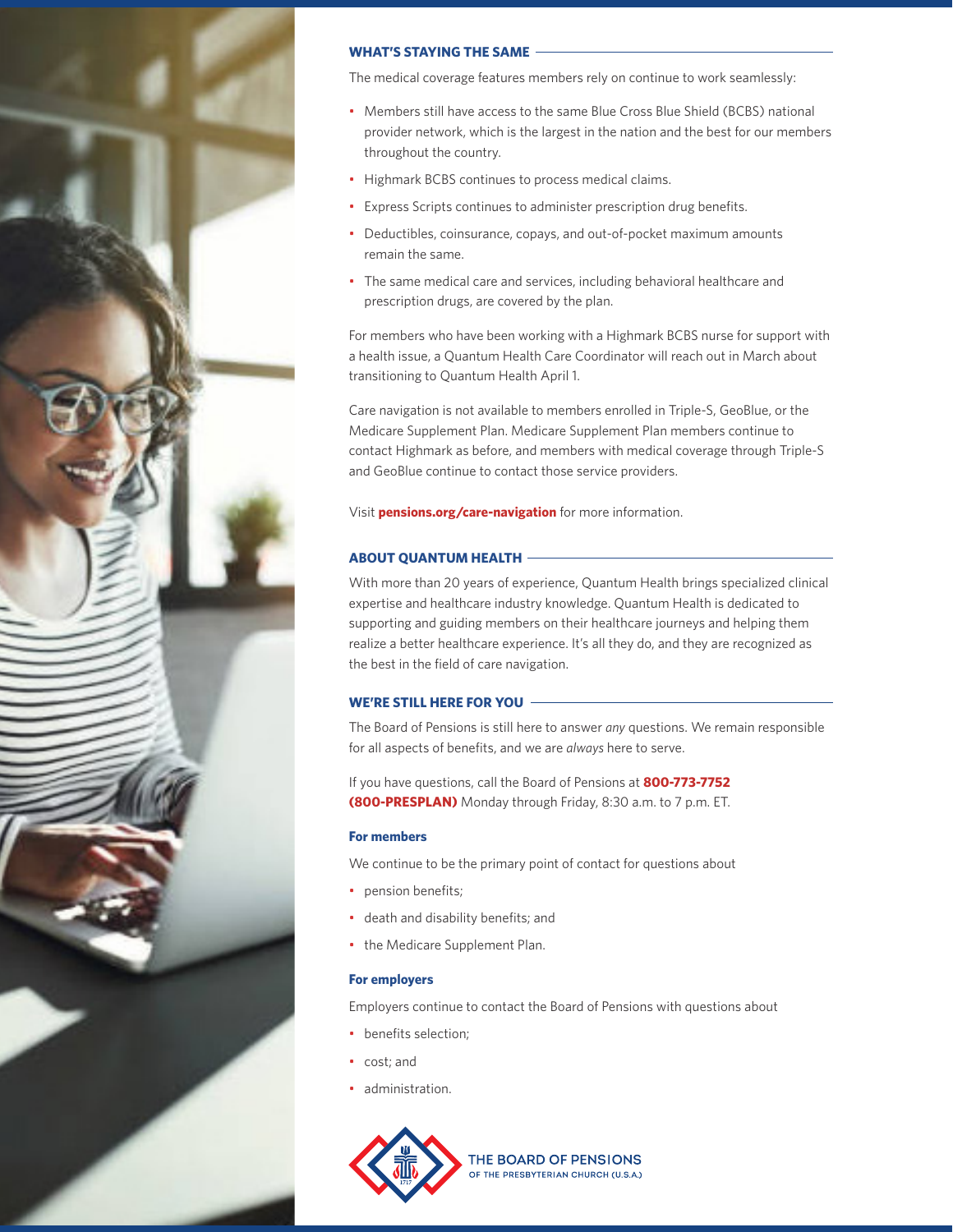## WHAT'S STAYING THE SAME

The medical coverage features members rely on continue to work seamlessly:

- Members still have access to the same Blue Cross Blue Shield (BCBS) national provider network, which is the largest in the nation and the best for our members throughout the country.
- Highmark BCBS continues to process medical claims.
- Express Scripts continues to administer prescription drug benefits.
- Deductibles, coinsurance, copays, and out-of-pocket maximum amounts remain the same.
- The same medical care and services, including behavioral healthcare and prescription drugs, are covered by the plan.

For members who have been working with a Highmark BCBS nurse for support with a health issue, a Quantum Health Care Coordinator will reach out in March about transitioning to Quantum Health April 1.

Care navigation is not available to members enrolled in Triple-S, GeoBlue, or the Medicare Supplement Plan. Medicare Supplement Plan members continue to contact Highmark as before, and members with medical coverage through Triple-S and GeoBlue continue to contact those service providers.

Visit **pensions.org/care-navigation** for more information.

## ABOUT QUANTUM HEALTH

With more than 20 years of experience, Quantum Health brings specialized clinical expertise and healthcare industry knowledge. Quantum Health is dedicated to supporting and guiding members on their healthcare journeys and helping them realize a better healthcare experience. It's all they do, and they are recognized as the best in the field of care navigation.

## WE'RE STILL HERE FOR YOU

The Board of Pensions is still here to answer *any* questions. We remain responsible for all aspects of benefits, and we are *always* here to serve.

If you have questions, call the Board of Pensions at **800-773-7752 (800-PRESPLAN)** Monday through Friday, 8:30 a.m. to 7 p.m. ET.

### For members

We continue to be the primary point of contact for questions about

- pension benefits;
- death and disability benefits; and
- the Medicare Supplement Plan.

### For employers

Employers continue to contact the Board of Pensions with questions about

- benefits selection;
- cost; and
- administration.

THE BOARD OF PENSIONS OF THE PRESBYTERIAN CHURCH (U.S.A.)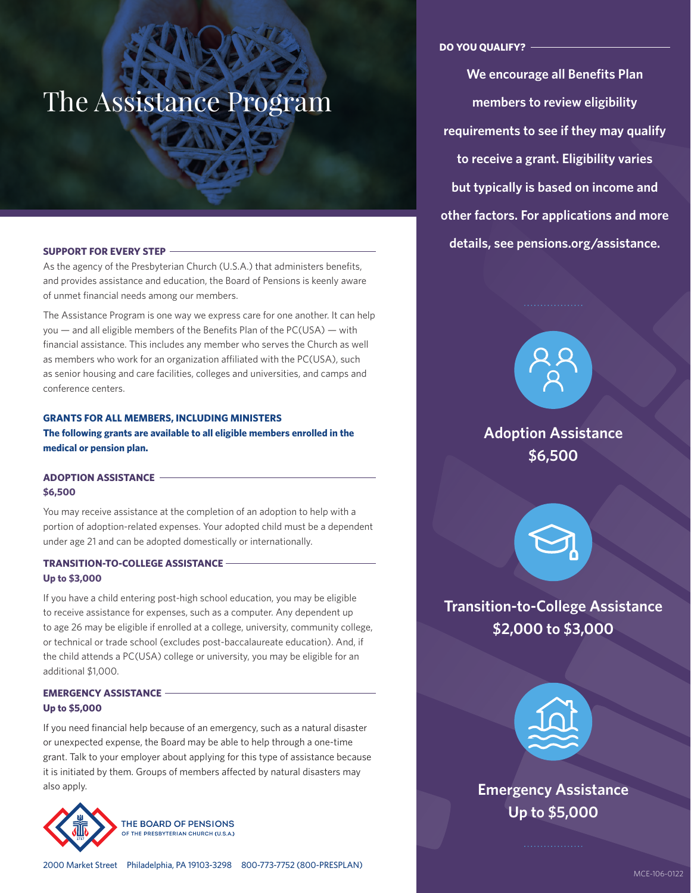# The Assistance Program

## SUPPORT FOR EVERY STEP

As the agency of the Presbyterian Church (U.S.A.) that administers benefits, and provides assistance and education, the Board of Pensions is keenly aware of unmet financial needs among our members.

The Assistance Program is one way we express care for one another. It can help you — and all eligible members of the Benefits Plan of the PC(USA) — with financial assistance. This includes any member who serves the Church as well as members who work for an organization affiliated with the PC(USA), such as senior housing and care facilities, colleges and universities, and camps and conference centers.

## GRANTS FOR ALL MEMBERS, INCLUDING MINISTERS

**The following grants are available to all eligible members enrolled in the medical or pension plan.**

### ADOPTION ASSISTANCE

**$6,500**

You may receive assistance at the completion of an adoption to help with a portion of adoption-related expenses. Your adopted child must be a dependent under age 21 and can be adopted domestically or internationally.

### TRANSITION-TO-COLLEGE ASSISTANCE

**Up to $3,000**

If you have a child entering post-high school education, you may be eligible to receive assistance for expenses, such as a computer. Any dependent up to age 26 may be eligible if enrolled at a college, university, community college, or technical or trade school (excludes post-baccalaureate education). And, if the child attends a PC(USA) college or university, you may be eligible for an additional $1,000.

### EMERGENCY ASSISTANCE

**Up to $5,000**

If you need financial help because of an emergency, such as a natural disaster or unexpected expense, the Board may be able to help through a one-time grant. Talk to your employer about applying for this type of assistance because it is initiated by them. Groups of members affected by natural disasters may also apply.

THE BOARD OF PENSIONS OF THE PRESBYTERIAN CHURCH (U.S.A.)

2000 Market Street Philadelphia, PA 19103-3298 800-773-7752 (800-PRESPLAN)

## DO YOU QUALIFY?

**We encourage all Benefits Plan members to review eligibility requirements to see if they may qualify to receive a grant. Eligibility varies but typically is based on income and other factors. For applications and more details, see pensions.org/assistance.**

**Adoption Assistance**
**$6,500**

**Transition-to-College Assistance**
**$2,000 to $3,000**

**Emergency Assistance**
**Up to $5,000**

MCE-106-0122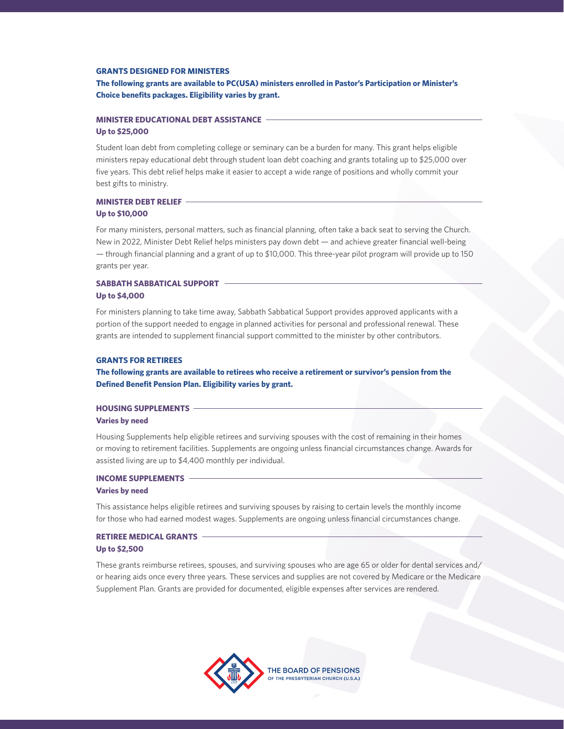## GRANTS DESIGNED FOR MINISTERS

**The following grants are available to PC(USA) ministers enrolled in Pastor's Participation or Minister's Choice benefits packages. Eligibility varies by grant.**

### MINISTER EDUCATIONAL DEBT ASSISTANCE

**Up to $25,000**

Student loan debt from completing college or seminary can be a burden for many. This grant helps eligible ministers repay educational debt through student loan debt coaching and grants totaling up to $25,000 over five years. This debt relief helps make it easier to accept a wide range of positions and wholly commit your best gifts to ministry.

### MINISTER DEBT RELIEF

**Up to $10,000**

For many ministers, personal matters, such as financial planning, often take a back seat to serving the Church. New in 2022, Minister Debt Relief helps ministers pay down debt — and achieve greater financial well-being — through financial planning and a grant of up to $10,000. This three-year pilot program will provide up to 150 grants per year.

### SABBATH SABBATICAL SUPPORT

**Up to $4,000**

For ministers planning to take time away, Sabbath Sabbatical Support provides approved applicants with a portion of the support needed to engage in planned activities for personal and professional renewal. These grants are intended to supplement financial support committed to the minister by other contributors.

## GRANTS FOR RETIREES

**The following grants are available to retirees who receive a retirement or survivor's pension from the Defined Benefit Pension Plan. Eligibility varies by grant.**

### HOUSING SUPPLEMENTS

**Varies by need**

Housing Supplements help eligible retirees and surviving spouses with the cost of remaining in their homes or moving to retirement facilities. Supplements are ongoing unless financial circumstances change. Awards for assisted living are up to $4,400 monthly per individual.

### INCOME SUPPLEMENTS

**Varies by need**

This assistance helps eligible retirees and surviving spouses by raising to certain levels the monthly income for those who had earned modest wages. Supplements are ongoing unless financial circumstances change.

### RETIREE MEDICAL GRANTS

**Up to $2,500**

These grants reimburse retirees, spouses, and surviving spouses who are age 65 or older for dental services and/or hearing aids once every three years. These services and supplies are not covered by Medicare or the Medicare Supplement Plan. Grants are provided for documented, eligible expenses after services are rendered.

THE BOARD OF PENSIONS
OF THE PRESBYTERIAN CHURCH (U.S.A.)